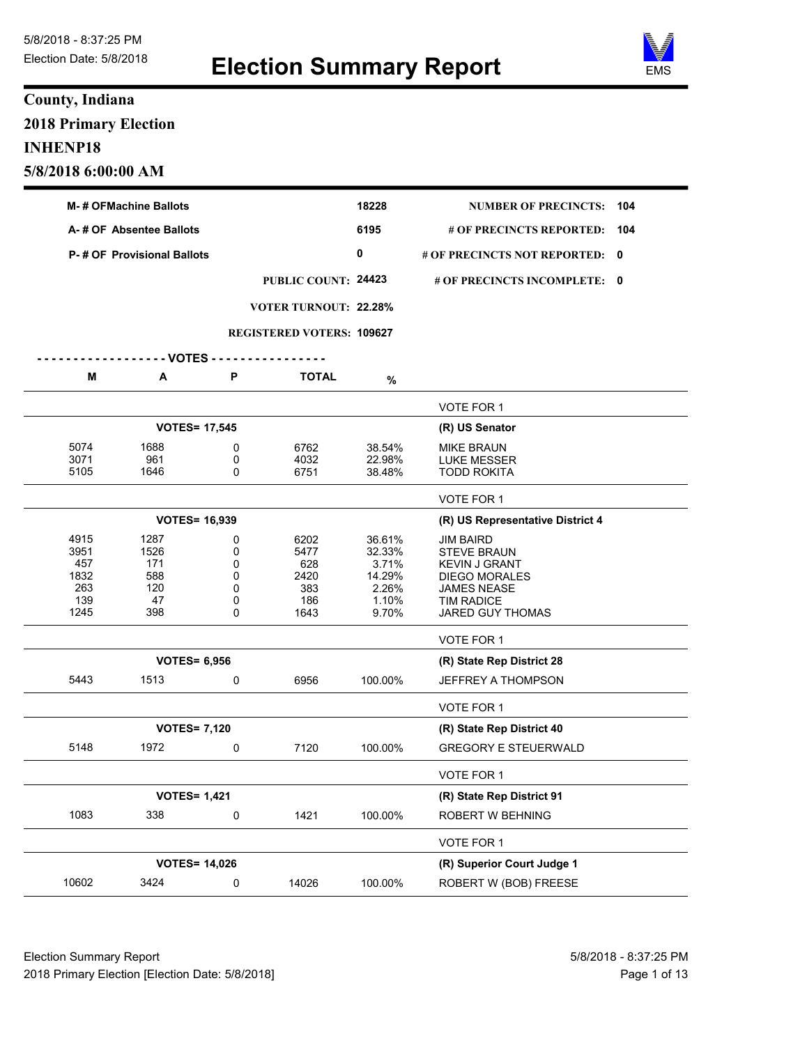5/8/2018 - 8:37:25 PM
Election Date: 5/8/2018

# Election Summary Report

**County, Indiana**

**2018 Primary Election**

**INHENP18**

**5/8/2018 6:00:00 AM**

| | | | |
|---|---|---|---|
| **M- # OFMachine Ballots** | **18228** | **NUMBER OF PRECINCTS:** | **104** |
| **A- # OF Absentee Ballots** | **6195** | **# OF PRECINCTS REPORTED:** | **104** |
| **P- # OF Provisional Ballots** | **0** | **# OF PRECINCTS NOT REPORTED:** | **0** |
| **PUBLIC COUNT:** | **24423** | **# OF PRECINCTS INCOMPLETE:** | **0** |
| **VOTER TURNOUT:** | **22.28%** | | |
| **REGISTERED VOTERS:** | **109627** | | |

| M | A | P | TOTAL | % | |
|---|---|---|---|---|---|
| | | | | | VOTE FOR 1 |
| **VOTES= 17,545** | | | | | **(R) US Senator** |
| 5074 | 1688 | 0 | 6762 | 38.54% | MIKE BRAUN |
| 3071 | 961 | 0 | 4032 | 22.98% | LUKE MESSER |
| 5105 | 1646 | 0 | 6751 | 38.48% | TODD ROKITA |
| | | | | | VOTE FOR 1 |
| **VOTES= 16,939** | | | | | **(R) US Representative District 4** |
| 4915 | 1287 | 0 | 6202 | 36.61% | JIM BAIRD |
| 3951 | 1526 | 0 | 5477 | 32.33% | STEVE BRAUN |
| 457 | 171 | 0 | 628 | 3.71% | KEVIN J GRANT |
| 1832 | 588 | 0 | 2420 | 14.29% | DIEGO MORALES |
| 263 | 120 | 0 | 383 | 2.26% | JAMES NEASE |
| 139 | 47 | 0 | 186 | 1.10% | TIM RADICE |
| 1245 | 398 | 0 | 1643 | 9.70% | JARED GUY THOMAS |
| | | | | | VOTE FOR 1 |
| **VOTES= 6,956** | | | | | **(R) State Rep District 28** |
| 5443 | 1513 | 0 | 6956 | 100.00% | JEFFREY A THOMPSON |
| | | | | | VOTE FOR 1 |
| **VOTES= 7,120** | | | | | **(R) State Rep District 40** |
| 5148 | 1972 | 0 | 7120 | 100.00% | GREGORY E STEUERWALD |
| | | | | | VOTE FOR 1 |
| **VOTES= 1,421** | | | | | **(R) State Rep District 91** |
| 1083 | 338 | 0 | 1421 | 100.00% | ROBERT W BEHNING |
| | | | | | VOTE FOR 1 |
| **VOTES= 14,026** | | | | | **(R) Superior Court Judge 1** |
| 10602 | 3424 | 0 | 14026 | 100.00% | ROBERT W (BOB) FREESE |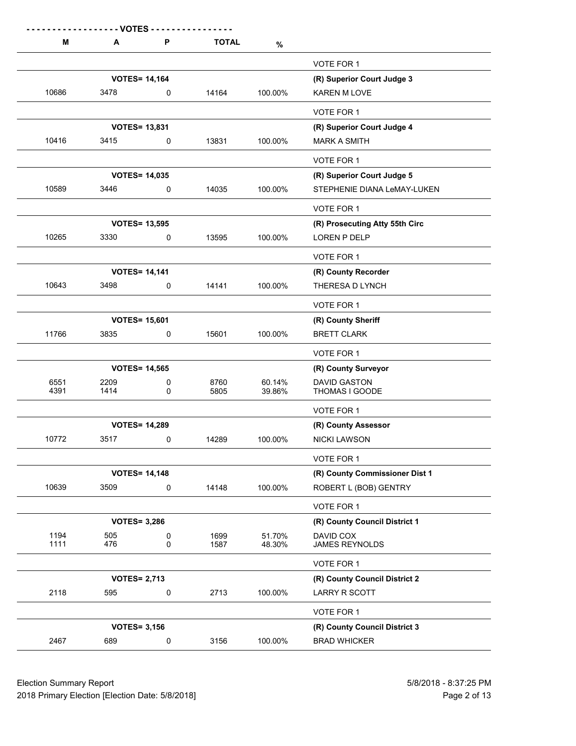| - - - - - - - - - - - - - - - - - - VOTES - - - - - - - - - - - - - - - - | | | | | |
|---|---|---|---|---|---|
| M | A | P | TOTAL | % | |
| | | | | | VOTE FOR 1 |
| | VOTES= 14,164 | | | | (R) Superior Court Judge 3 |
| 10686 | 3478 | 0 | 14164 | 100.00% | KAREN M LOVE |
| | | | | | VOTE FOR 1 |
| | VOTES= 13,831 | | | | (R) Superior Court Judge 4 |
| 10416 | 3415 | 0 | 13831 | 100.00% | MARK A SMITH |
| | | | | | VOTE FOR 1 |
| | VOTES= 14,035 | | | | (R) Superior Court Judge 5 |
| 10589 | 3446 | 0 | 14035 | 100.00% | STEPHENIE DIANA LeMAY-LUKEN |
| | | | | | VOTE FOR 1 |
| | VOTES= 13,595 | | | | (R) Prosecuting Atty 55th Circ |
| 10265 | 3330 | 0 | 13595 | 100.00% | LOREN P DELP |
| | | | | | VOTE FOR 1 |
| | VOTES= 14,141 | | | | (R) County Recorder |
| 10643 | 3498 | 0 | 14141 | 100.00% | THERESA D LYNCH |
| | | | | | VOTE FOR 1 |
| | VOTES= 15,601 | | | | (R) County Sheriff |
| 11766 | 3835 | 0 | 15601 | 100.00% | BRETT CLARK |
| | | | | | VOTE FOR 1 |
| | VOTES= 14,565 | | | | (R) County Surveyor |
| 6551 | 2209 | 0 | 8760 | 60.14% | DAVID GASTON |
| 4391 | 1414 | 0 | 5805 | 39.86% | THOMAS I GOODE |
| | | | | | VOTE FOR 1 |
| | VOTES= 14,289 | | | | (R) County Assessor |
| 10772 | 3517 | 0 | 14289 | 100.00% | NICKI LAWSON |
| | | | | | VOTE FOR 1 |
| | VOTES= 14,148 | | | | (R) County Commissioner Dist 1 |
| 10639 | 3509 | 0 | 14148 | 100.00% | ROBERT L (BOB) GENTRY |
| | | | | | VOTE FOR 1 |
| | VOTES= 3,286 | | | | (R) County Council District 1 |
| 1194 | 505 | 0 | 1699 | 51.70% | DAVID COX |
| 1111 | 476 | 0 | 1587 | 48.30% | JAMES REYNOLDS |
| | | | | | VOTE FOR 1 |
| | VOTES= 2,713 | | | | (R) County Council District 2 |
| 2118 | 595 | 0 | 2713 | 100.00% | LARRY R SCOTT |
| | | | | | VOTE FOR 1 |
| | VOTES= 3,156 | | | | (R) County Council District 3 |
| 2467 | 689 | 0 | 3156 | 100.00% | BRAD WHICKER |

Election Summary Report
2018 Primary Election [Election Date: 5/8/2018]

5/8/2018 - 8:37:25 PM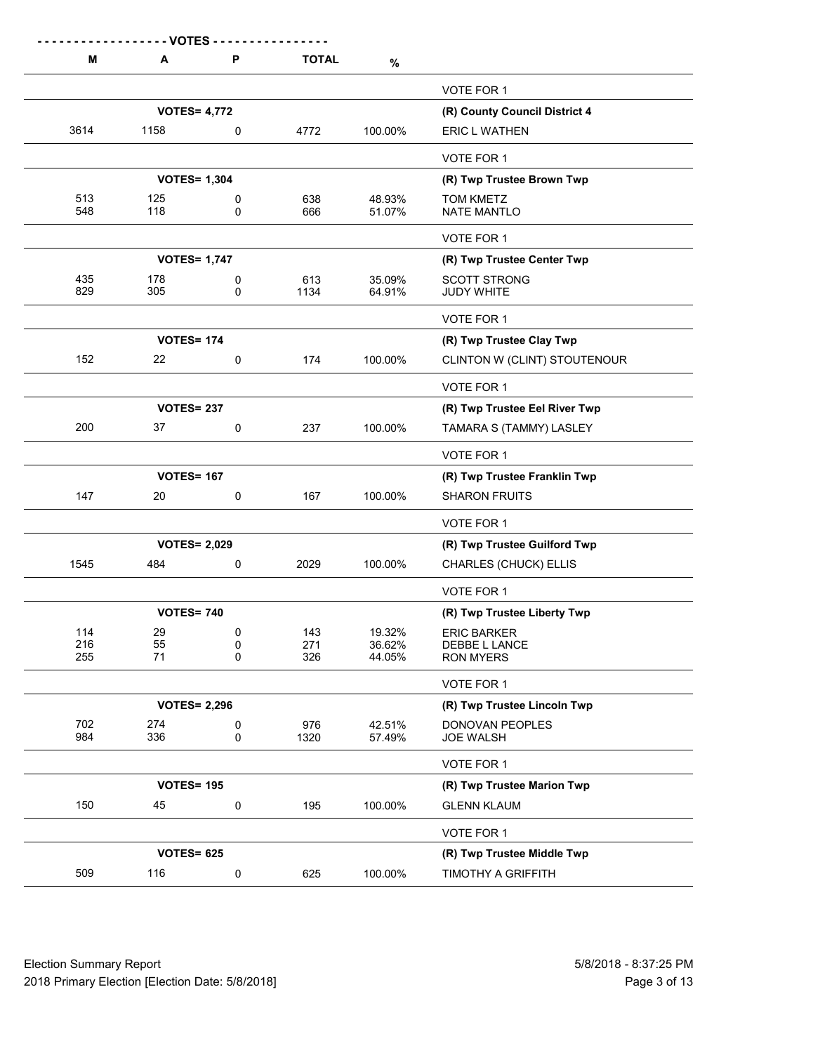| VOTES | | | | | |
| --- | --- | --- | --- | --- | --- |
| M | A | P | TOTAL | % | |
| | | | | | VOTE FOR 1 |
| | VOTES= 4,772 | | | | **(R) County Council District 4** |
| 3614 | 1158 | 0 | 4772 | 100.00% | ERIC L WATHEN |
| | | | | | VOTE FOR 1 |
| | VOTES= 1,304 | | | | **(R) Twp Trustee Brown Twp** |
| 513 | 125 | 0 | 638 | 48.93% | TOM KMETZ |
| 548 | 118 | 0 | 666 | 51.07% | NATE MANTLO |
| | | | | | VOTE FOR 1 |
| | VOTES= 1,747 | | | | **(R) Twp Trustee Center Twp** |
| 435 | 178 | 0 | 613 | 35.09% | SCOTT STRONG |
| 829 | 305 | 0 | 1134 | 64.91% | JUDY WHITE |
| | | | | | VOTE FOR 1 |
| | VOTES= 174 | | | | **(R) Twp Trustee Clay Twp** |
| 152 | 22 | 0 | 174 | 100.00% | CLINTON W (CLINT) STOUTENOUR |
| | | | | | VOTE FOR 1 |
| | VOTES= 237 | | | | **(R) Twp Trustee Eel River Twp** |
| 200 | 37 | 0 | 237 | 100.00% | TAMARA S (TAMMY) LASLEY |
| | | | | | VOTE FOR 1 |
| | VOTES= 167 | | | | **(R) Twp Trustee Franklin Twp** |
| 147 | 20 | 0 | 167 | 100.00% | SHARON FRUITS |
| | | | | | VOTE FOR 1 |
| | VOTES= 2,029 | | | | **(R) Twp Trustee Guilford Twp** |
| 1545 | 484 | 0 | 2029 | 100.00% | CHARLES (CHUCK) ELLIS |
| | | | | | VOTE FOR 1 |
| | VOTES= 740 | | | | **(R) Twp Trustee Liberty Twp** |
| 114 | 29 | 0 | 143 | 19.32% | ERIC BARKER |
| 216 | 55 | 0 | 271 | 36.62% | DEBBE L LANCE |
| 255 | 71 | 0 | 326 | 44.05% | RON MYERS |
| | | | | | VOTE FOR 1 |
| | VOTES= 2,296 | | | | **(R) Twp Trustee Lincoln Twp** |
| 702 | 274 | 0 | 976 | 42.51% | DONOVAN PEOPLES |
| 984 | 336 | 0 | 1320 | 57.49% | JOE WALSH |
| | | | | | VOTE FOR 1 |
| | VOTES= 195 | | | | **(R) Twp Trustee Marion Twp** |
| 150 | 45 | 0 | 195 | 100.00% | GLENN KLAUM |
| | | | | | VOTE FOR 1 |
| | VOTES= 625 | | | | **(R) Twp Trustee Middle Twp** |
| 509 | 116 | 0 | 625 | 100.00% | TIMOTHY A GRIFFITH |

Election Summary Report
2018 Primary Election [Election Date: 5/8/2018]

5/8/2018 - 8:37:25 PM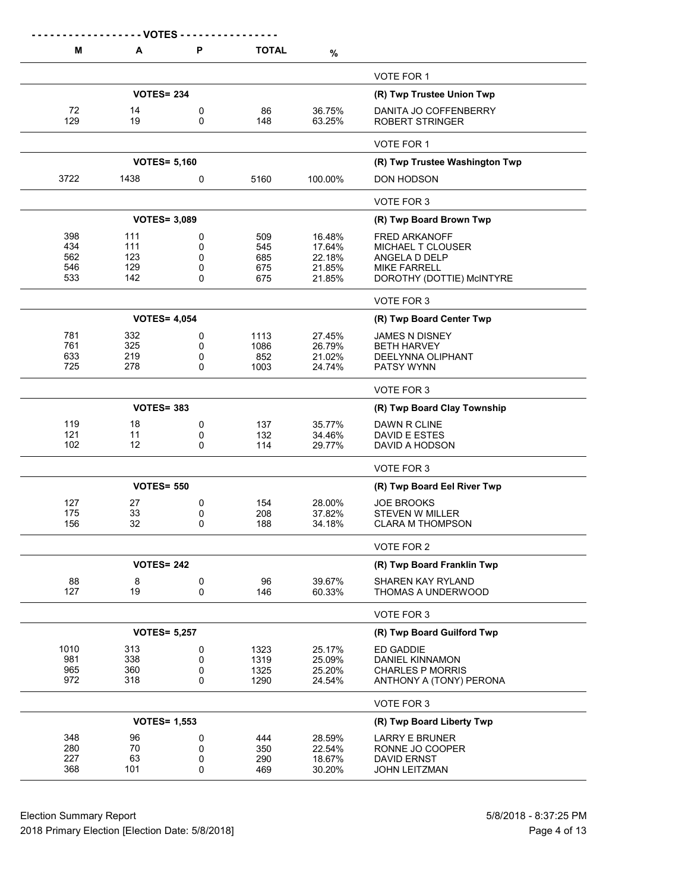| M | A | P | TOTAL | % | |
|---|---|---|---|---|---|
| | | | | | VOTE FOR 1 |
| | VOTES= 234 | | | | **(R) Twp Trustee Union Twp** |
| 72 | 14 | 0 | 86 | 36.75% | DANITA JO COFFENBERRY |
| 129 | 19 | 0 | 148 | 63.25% | ROBERT STRINGER |
| | | | | | VOTE FOR 1 |
| | VOTES= 5,160 | | | | **(R) Twp Trustee Washington Twp** |
| 3722 | 1438 | 0 | 5160 | 100.00% | DON HODSON |
| | | | | | VOTE FOR 3 |
| | VOTES= 3,089 | | | | **(R) Twp Board Brown Twp** |
| 398 | 111 | 0 | 509 | 16.48% | FRED ARKANOFF |
| 434 | 111 | 0 | 545 | 17.64% | MICHAEL T CLOUSER |
| 562 | 123 | 0 | 685 | 22.18% | ANGELA D DELP |
| 546 | 129 | 0 | 675 | 21.85% | MIKE FARRELL |
| 533 | 142 | 0 | 675 | 21.85% | DOROTHY (DOTTIE) McINTYRE |
| | | | | | VOTE FOR 3 |
| | VOTES= 4,054 | | | | **(R) Twp Board Center Twp** |
| 781 | 332 | 0 | 1113 | 27.45% | JAMES N DISNEY |
| 761 | 325 | 0 | 1086 | 26.79% | BETH HARVEY |
| 633 | 219 | 0 | 852 | 21.02% | DEELYNNA OLIPHANT |
| 725 | 278 | 0 | 1003 | 24.74% | PATSY WYNN |
| | | | | | VOTE FOR 3 |
| | VOTES= 383 | | | | **(R) Twp Board Clay Township** |
| 119 | 18 | 0 | 137 | 35.77% | DAWN R CLINE |
| 121 | 11 | 0 | 132 | 34.46% | DAVID E ESTES |
| 102 | 12 | 0 | 114 | 29.77% | DAVID A HODSON |
| | | | | | VOTE FOR 3 |
| | VOTES= 550 | | | | **(R) Twp Board Eel River Twp** |
| 127 | 27 | 0 | 154 | 28.00% | JOE BROOKS |
| 175 | 33 | 0 | 208 | 37.82% | STEVEN W MILLER |
| 156 | 32 | 0 | 188 | 34.18% | CLARA M THOMPSON |
| | | | | | VOTE FOR 2 |
| | VOTES= 242 | | | | **(R) Twp Board Franklin Twp** |
| 88 | 8 | 0 | 96 | 39.67% | SHAREN KAY RYLAND |
| 127 | 19 | 0 | 146 | 60.33% | THOMAS A UNDERWOOD |
| | | | | | VOTE FOR 3 |
| | VOTES= 5,257 | | | | **(R) Twp Board Guilford Twp** |
| 1010 | 313 | 0 | 1323 | 25.17% | ED GADDIE |
| 981 | 338 | 0 | 1319 | 25.09% | DANIEL KINNAMON |
| 965 | 360 | 0 | 1325 | 25.20% | CHARLES P MORRIS |
| 972 | 318 | 0 | 1290 | 24.54% | ANTHONY A (TONY) PERONA |
| | | | | | VOTE FOR 3 |
| | VOTES= 1,553 | | | | **(R) Twp Board Liberty Twp** |
| 348 | 96 | 0 | 444 | 28.59% | LARRY E BRUNER |
| 280 | 70 | 0 | 350 | 22.54% | RONNE JO COOPER |
| 227 | 63 | 0 | 290 | 18.67% | DAVID ERNST |
| 368 | 101 | 0 | 469 | 30.20% | JOHN LEITZMAN |

Election Summary Report
2018 Primary Election [Election Date: 5/8/2018]

5/8/2018 - 8:37:25 PM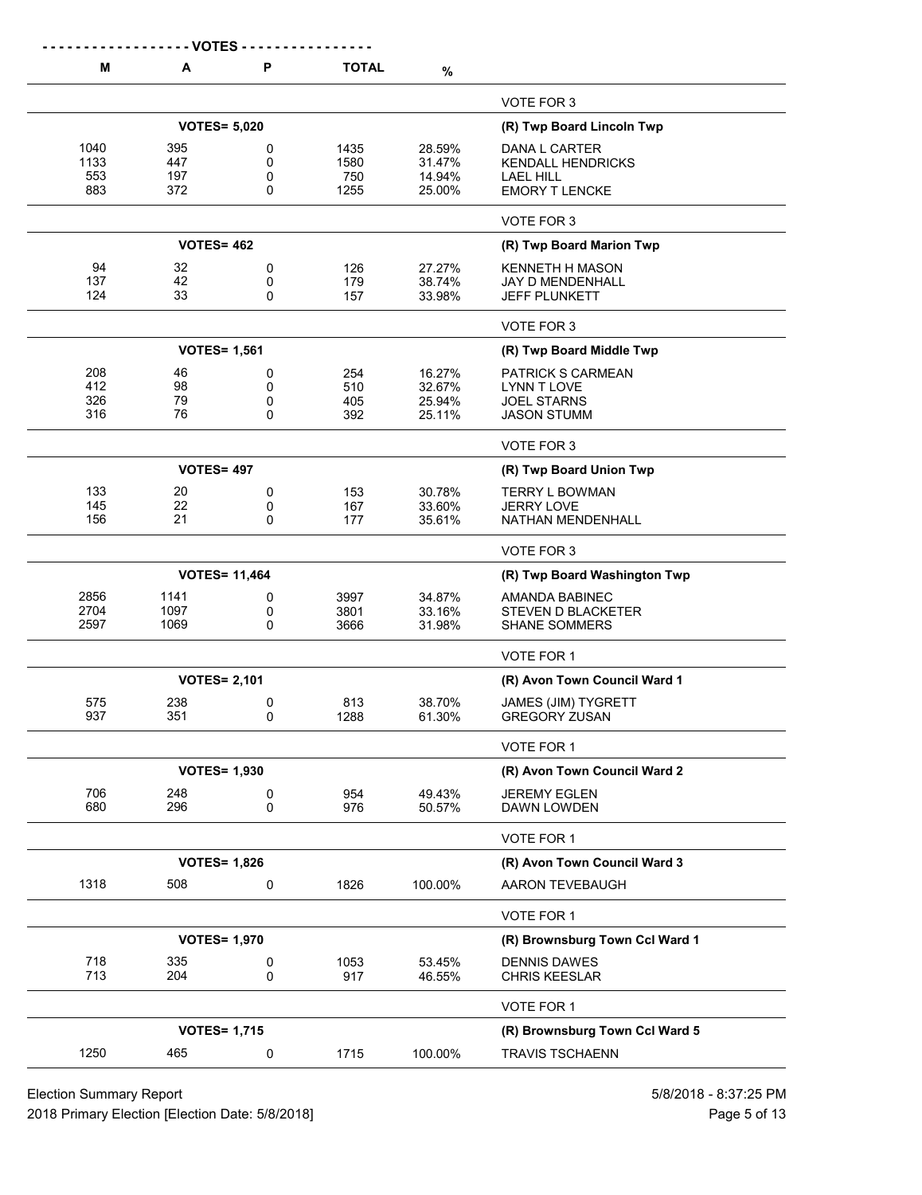| M | A | P | TOTAL | % | |
|---|---|---|---|---|---|
| | | | | | VOTE FOR 3 |
| | VOTES= 5,020 | | | | **(R) Twp Board Lincoln Twp** |
| 1040 | 395 | 0 | 1435 | 28.59% | DANA L CARTER |
| 1133 | 447 | 0 | 1580 | 31.47% | KENDALL HENDRICKS |
| 553 | 197 | 0 | 750 | 14.94% | LAEL HILL |
| 883 | 372 | 0 | 1255 | 25.00% | EMORY T LENCKE |
| | | | | | VOTE FOR 3 |
| | VOTES= 462 | | | | **(R) Twp Board Marion Twp** |
| 94 | 32 | 0 | 126 | 27.27% | KENNETH H MASON |
| 137 | 42 | 0 | 179 | 38.74% | JAY D MENDENHALL |
| 124 | 33 | 0 | 157 | 33.98% | JEFF PLUNKETT |
| | | | | | VOTE FOR 3 |
| | VOTES= 1,561 | | | | **(R) Twp Board Middle Twp** |
| 208 | 46 | 0 | 254 | 16.27% | PATRICK S CARMEAN |
| 412 | 98 | 0 | 510 | 32.67% | LYNN T LOVE |
| 326 | 79 | 0 | 405 | 25.94% | JOEL STARNS |
| 316 | 76 | 0 | 392 | 25.11% | JASON STUMM |
| | | | | | VOTE FOR 3 |
| | VOTES= 497 | | | | **(R) Twp Board Union Twp** |
| 133 | 20 | 0 | 153 | 30.78% | TERRY L BOWMAN |
| 145 | 22 | 0 | 167 | 33.60% | JERRY LOVE |
| 156 | 21 | 0 | 177 | 35.61% | NATHAN MENDENHALL |
| | | | | | VOTE FOR 3 |
| | VOTES= 11,464 | | | | **(R) Twp Board Washington Twp** |
| 2856 | 1141 | 0 | 3997 | 34.87% | AMANDA BABINEC |
| 2704 | 1097 | 0 | 3801 | 33.16% | STEVEN D BLACKETER |
| 2597 | 1069 | 0 | 3666 | 31.98% | SHANE SOMMERS |
| | | | | | VOTE FOR 1 |
| | VOTES= 2,101 | | | | **(R) Avon Town Council Ward 1** |
| 575 | 238 | 0 | 813 | 38.70% | JAMES (JIM) TYGRETT |
| 937 | 351 | 0 | 1288 | 61.30% | GREGORY ZUSAN |
| | | | | | VOTE FOR 1 |
| | VOTES= 1,930 | | | | **(R) Avon Town Council Ward 2** |
| 706 | 248 | 0 | 954 | 49.43% | JEREMY EGLEN |
| 680 | 296 | 0 | 976 | 50.57% | DAWN LOWDEN |
| | | | | | VOTE FOR 1 |
| | VOTES= 1,826 | | | | **(R) Avon Town Council Ward 3** |
| 1318 | 508 | 0 | 1826 | 100.00% | AARON TEVEBAUGH |
| | | | | | VOTE FOR 1 |
| | VOTES= 1,970 | | | | **(R) Brownsburg Town Ccl Ward 1** |
| 718 | 335 | 0 | 1053 | 53.45% | DENNIS DAWES |
| 713 | 204 | 0 | 917 | 46.55% | CHRIS KEESLAR |
| | | | | | VOTE FOR 1 |
| | VOTES= 1,715 | | | | **(R) Brownsburg Town Ccl Ward 5** |
| 1250 | 465 | 0 | 1715 | 100.00% | TRAVIS TSCHAENN |

Election Summary Report
2018 Primary Election [Election Date: 5/8/2018]
5/8/2018 - 8:37:25 PM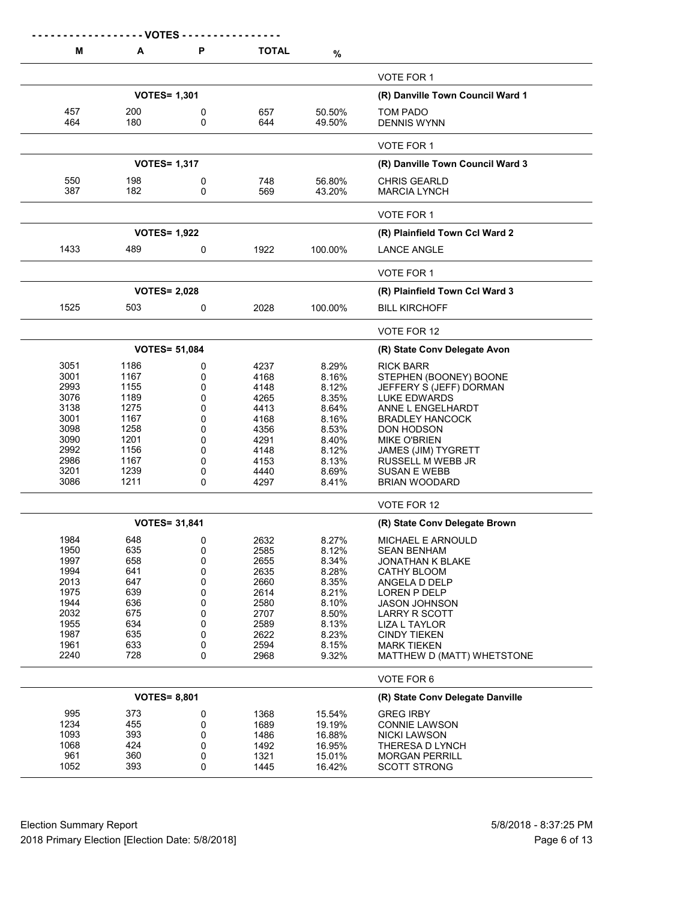| VOTES M | A | P | TOTAL | % | |
|---|---|---|---|---|---|
| | | | | | VOTE FOR 1 |
| | VOTES= 1,301 | | | | **(R) Danville Town Council Ward 1** |
| 457 | 200 | 0 | 657 | 50.50% | TOM PADO |
| 464 | 180 | 0 | 644 | 49.50% | DENNIS WYNN |
| | | | | | VOTE FOR 1 |
| | VOTES= 1,317 | | | | **(R) Danville Town Council Ward 3** |
| 550 | 198 | 0 | 748 | 56.80% | CHRIS GEARLD |
| 387 | 182 | 0 | 569 | 43.20% | MARCIA LYNCH |
| | | | | | VOTE FOR 1 |
| | VOTES= 1,922 | | | | **(R) Plainfield Town Ccl Ward 2** |
| 1433 | 489 | 0 | 1922 | 100.00% | LANCE ANGLE |
| | | | | | VOTE FOR 1 |
| | VOTES= 2,028 | | | | **(R) Plainfield Town Ccl Ward 3** |
| 1525 | 503 | 0 | 2028 | 100.00% | BILL KIRCHOFF |
| | | | | | VOTE FOR 12 |
| | VOTES= 51,084 | | | | **(R) State Conv Delegate Avon** |
| 3051 | 1186 | 0 | 4237 | 8.29% | RICK BARR |
| 3001 | 1167 | 0 | 4168 | 8.16% | STEPHEN (BOONEY) BOONE |
| 2993 | 1155 | 0 | 4148 | 8.12% | JEFFERY S (JEFF) DORMAN |
| 3076 | 1189 | 0 | 4265 | 8.35% | LUKE EDWARDS |
| 3138 | 1275 | 0 | 4413 | 8.64% | ANNE L ENGELHARDT |
| 3001 | 1167 | 0 | 4168 | 8.16% | BRADLEY HANCOCK |
| 3098 | 1258 | 0 | 4356 | 8.53% | DON HODSON |
| 3090 | 1201 | 0 | 4291 | 8.40% | MIKE O'BRIEN |
| 2992 | 1156 | 0 | 4148 | 8.12% | JAMES (JIM) TYGRETT |
| 2986 | 1167 | 0 | 4153 | 8.13% | RUSSELL M WEBB JR |
| 3201 | 1239 | 0 | 4440 | 8.69% | SUSAN E WEBB |
| 3086 | 1211 | 0 | 4297 | 8.41% | BRIAN WOODARD |
| | | | | | VOTE FOR 12 |
| | VOTES= 31,841 | | | | **(R) State Conv Delegate Brown** |
| 1984 | 648 | 0 | 2632 | 8.27% | MICHAEL E ARNOULD |
| 1950 | 635 | 0 | 2585 | 8.12% | SEAN BENHAM |
| 1997 | 658 | 0 | 2655 | 8.34% | JONATHAN K BLAKE |
| 1994 | 641 | 0 | 2635 | 8.28% | CATHY BLOOM |
| 2013 | 647 | 0 | 2660 | 8.35% | ANGELA D DELP |
| 1975 | 639 | 0 | 2614 | 8.21% | LOREN P DELP |
| 1944 | 636 | 0 | 2580 | 8.10% | JASON JOHNSON |
| 2032 | 675 | 0 | 2707 | 8.50% | LARRY R SCOTT |
| 1955 | 634 | 0 | 2589 | 8.13% | LIZA L TAYLOR |
| 1987 | 635 | 0 | 2622 | 8.23% | CINDY TIEKEN |
| 1961 | 633 | 0 | 2594 | 8.15% | MARK TIEKEN |
| 2240 | 728 | 0 | 2968 | 9.32% | MATTHEW D (MATT) WHETSTONE |
| | | | | | VOTE FOR 6 |
| | VOTES= 8,801 | | | | **(R) State Conv Delegate Danville** |
| 995 | 373 | 0 | 1368 | 15.54% | GREG IRBY |
| 1234 | 455 | 0 | 1689 | 19.19% | CONNIE LAWSON |
| 1093 | 393 | 0 | 1486 | 16.88% | NICKI LAWSON |
| 1068 | 424 | 0 | 1492 | 16.95% | THERESA D LYNCH |
| 961 | 360 | 0 | 1321 | 15.01% | MORGAN PERRILL |
| 1052 | 393 | 0 | 1445 | 16.42% | SCOTT STRONG |

Election Summary Report
2018 Primary Election [Election Date: 5/8/2018]

5/8/2018 - 8:37:25 PM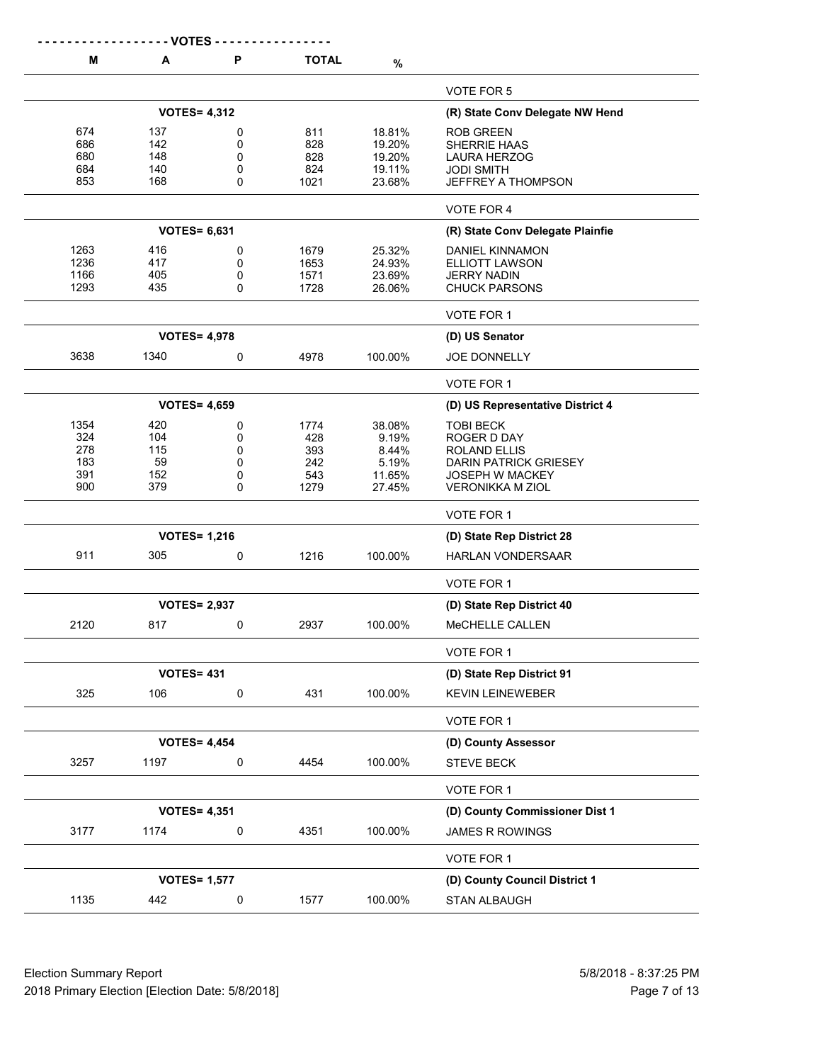| VOTES | | | | | |
|---|---|---|---|---|---|
| M | A | P | TOTAL | % | |
| | | | | | VOTE FOR 5 |
| | **VOTES= 4,312** | | | | **(R) State Conv Delegate NW Hend** |
| 674 | 137 | 0 | 811 | 18.81% | ROB GREEN |
| 686 | 142 | 0 | 828 | 19.20% | SHERRIE HAAS |
| 680 | 148 | 0 | 828 | 19.20% | LAURA HERZOG |
| 684 | 140 | 0 | 824 | 19.11% | JODI SMITH |
| 853 | 168 | 0 | 1021 | 23.68% | JEFFREY A THOMPSON |
| | | | | | VOTE FOR 4 |
| | **VOTES= 6,631** | | | | **(R) State Conv Delegate Plainfie** |
| 1263 | 416 | 0 | 1679 | 25.32% | DANIEL KINNAMON |
| 1236 | 417 | 0 | 1653 | 24.93% | ELLIOTT LAWSON |
| 1166 | 405 | 0 | 1571 | 23.69% | JERRY NADIN |
| 1293 | 435 | 0 | 1728 | 26.06% | CHUCK PARSONS |
| | | | | | VOTE FOR 1 |
| | **VOTES= 4,978** | | | | **(D) US Senator** |
| 3638 | 1340 | 0 | 4978 | 100.00% | JOE DONNELLY |
| | | | | | VOTE FOR 1 |
| | **VOTES= 4,659** | | | | **(D) US Representative District 4** |
| 1354 | 420 | 0 | 1774 | 38.08% | TOBI BECK |
| 324 | 104 | 0 | 428 | 9.19% | ROGER D DAY |
| 278 | 115 | 0 | 393 | 8.44% | ROLAND ELLIS |
| 183 | 59 | 0 | 242 | 5.19% | DARIN PATRICK GRIESEY |
| 391 | 152 | 0 | 543 | 11.65% | JOSEPH W MACKEY |
| 900 | 379 | 0 | 1279 | 27.45% | VERONIKKA M ZIOL |
| | | | | | VOTE FOR 1 |
| | **VOTES= 1,216** | | | | **(D) State Rep District 28** |
| 911 | 305 | 0 | 1216 | 100.00% | HARLAN VONDERSAAR |
| | | | | | VOTE FOR 1 |
| | **VOTES= 2,937** | | | | **(D) State Rep District 40** |
| 2120 | 817 | 0 | 2937 | 100.00% | MeCHELLE CALLEN |
| | | | | | VOTE FOR 1 |
| | **VOTES= 431** | | | | **(D) State Rep District 91** |
| 325 | 106 | 0 | 431 | 100.00% | KEVIN LEINEWEBER |
| | | | | | VOTE FOR 1 |
| | **VOTES= 4,454** | | | | **(D) County Assessor** |
| 3257 | 1197 | 0 | 4454 | 100.00% | STEVE BECK |
| | | | | | VOTE FOR 1 |
| | **VOTES= 4,351** | | | | **(D) County Commissioner Dist 1** |
| 3177 | 1174 | 0 | 4351 | 100.00% | JAMES R ROWINGS |
| | | | | | VOTE FOR 1 |
| | **VOTES= 1,577** | | | | **(D) County Council District 1** |
| 1135 | 442 | 0 | 1577 | 100.00% | STAN ALBAUGH |

Election Summary Report
2018 Primary Election [Election Date: 5/8/2018]
5/8/2018 - 8:37:25 PM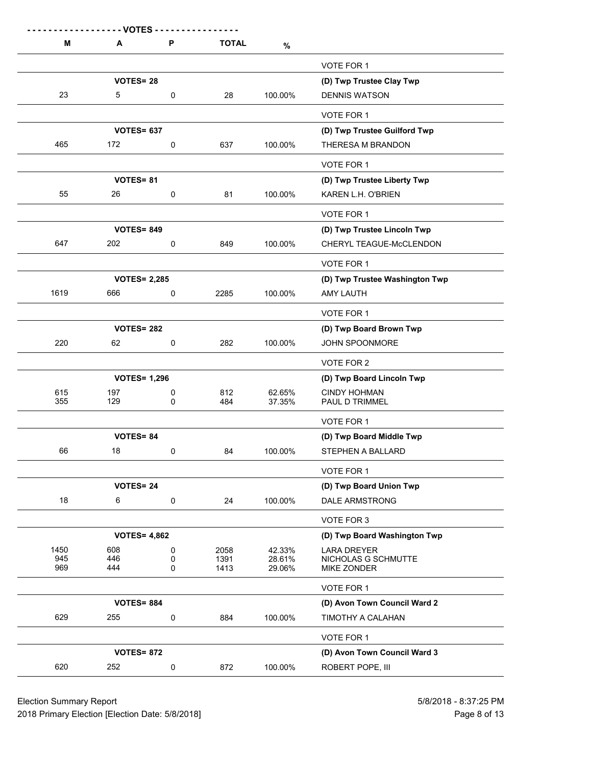| M | A | P | TOTAL | % | |
|---|---|---|---|---|---|
| | | | | | VOTE FOR 1 |
| | **VOTES= 28** | | | | **(D) Twp Trustee Clay Twp** |
| 23 | 5 | 0 | 28 | 100.00% | DENNIS WATSON |
| | | | | | VOTE FOR 1 |
| | **VOTES= 637** | | | | **(D) Twp Trustee Guilford Twp** |
| 465 | 172 | 0 | 637 | 100.00% | THERESA M BRANDON |
| | | | | | VOTE FOR 1 |
| | **VOTES= 81** | | | | **(D) Twp Trustee Liberty Twp** |
| 55 | 26 | 0 | 81 | 100.00% | KAREN L.H. O'BRIEN |
| | | | | | VOTE FOR 1 |
| | **VOTES= 849** | | | | **(D) Twp Trustee Lincoln Twp** |
| 647 | 202 | 0 | 849 | 100.00% | CHERYL TEAGUE-McCLENDON |
| | | | | | VOTE FOR 1 |
| | **VOTES= 2,285** | | | | **(D) Twp Trustee Washington Twp** |
| 1619 | 666 | 0 | 2285 | 100.00% | AMY LAUTH |
| | | | | | VOTE FOR 1 |
| | **VOTES= 282** | | | | **(D) Twp Board Brown Twp** |
| 220 | 62 | 0 | 282 | 100.00% | JOHN SPOONMORE |
| | | | | | VOTE FOR 2 |
| | **VOTES= 1,296** | | | | **(D) Twp Board Lincoln Twp** |
| 615 | 197 | 0 | 812 | 62.65% | CINDY HOHMAN |
| 355 | 129 | 0 | 484 | 37.35% | PAUL D TRIMMEL |
| | | | | | VOTE FOR 1 |
| | **VOTES= 84** | | | | **(D) Twp Board Middle Twp** |
| 66 | 18 | 0 | 84 | 100.00% | STEPHEN A BALLARD |
| | | | | | VOTE FOR 1 |
| | **VOTES= 24** | | | | **(D) Twp Board Union Twp** |
| 18 | 6 | 0 | 24 | 100.00% | DALE ARMSTRONG |
| | | | | | VOTE FOR 3 |
| | **VOTES= 4,862** | | | | **(D) Twp Board Washington Twp** |
| 1450 | 608 | 0 | 2058 | 42.33% | LARA DREYER |
| 945 | 446 | 0 | 1391 | 28.61% | NICHOLAS G SCHMUTTE |
| 969 | 444 | 0 | 1413 | 29.06% | MIKE ZONDER |
| | | | | | VOTE FOR 1 |
| | **VOTES= 884** | | | | **(D) Avon Town Council Ward 2** |
| 629 | 255 | 0 | 884 | 100.00% | TIMOTHY A CALAHAN |
| | | | | | VOTE FOR 1 |
| | **VOTES= 872** | | | | **(D) Avon Town Council Ward 3** |
| 620 | 252 | 0 | 872 | 100.00% | ROBERT POPE, III |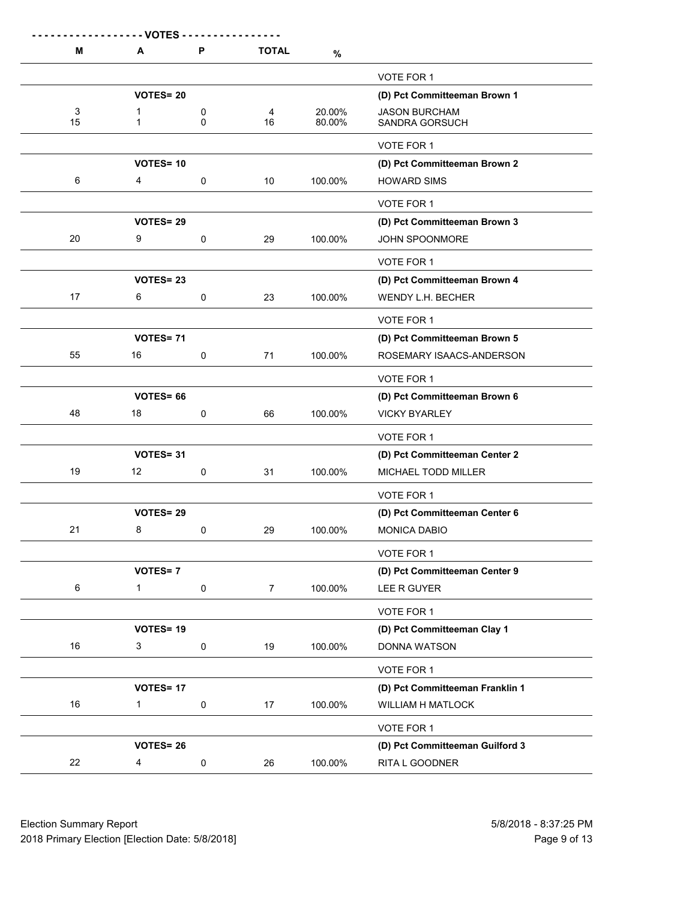| M | A | P | TOTAL | % | |
|---|---|---|---|---|---|
| | | | | | VOTE FOR 1 |
| | VOTES= 20 | | | | **(D) Pct Committeeman Brown 1** |
| 3 | 1 | 0 | 4 | 20.00% | JASON BURCHAM |
| 15 | 1 | 0 | 16 | 80.00% | SANDRA GORSUCH |
| | | | | | VOTE FOR 1 |
| | VOTES= 10 | | | | **(D) Pct Committeeman Brown 2** |
| 6 | 4 | 0 | 10 | 100.00% | HOWARD SIMS |
| | | | | | VOTE FOR 1 |
| | VOTES= 29 | | | | **(D) Pct Committeeman Brown 3** |
| 20 | 9 | 0 | 29 | 100.00% | JOHN SPOONMORE |
| | | | | | VOTE FOR 1 |
| | VOTES= 23 | | | | **(D) Pct Committeeman Brown 4** |
| 17 | 6 | 0 | 23 | 100.00% | WENDY L.H. BECHER |
| | | | | | VOTE FOR 1 |
| | VOTES= 71 | | | | **(D) Pct Committeeman Brown 5** |
| 55 | 16 | 0 | 71 | 100.00% | ROSEMARY ISAACS-ANDERSON |
| | | | | | VOTE FOR 1 |
| | VOTES= 66 | | | | **(D) Pct Committeeman Brown 6** |
| 48 | 18 | 0 | 66 | 100.00% | VICKY BYARLEY |
| | | | | | VOTE FOR 1 |
| | VOTES= 31 | | | | **(D) Pct Committeeman Center 2** |
| 19 | 12 | 0 | 31 | 100.00% | MICHAEL TODD MILLER |
| | | | | | VOTE FOR 1 |
| | VOTES= 29 | | | | **(D) Pct Committeeman Center 6** |
| 21 | 8 | 0 | 29 | 100.00% | MONICA DABIO |
| | | | | | VOTE FOR 1 |
| | VOTES= 7 | | | | **(D) Pct Committeeman Center 9** |
| 6 | 1 | 0 | 7 | 100.00% | LEE R GUYER |
| | | | | | VOTE FOR 1 |
| | VOTES= 19 | | | | **(D) Pct Committeeman Clay 1** |
| 16 | 3 | 0 | 19 | 100.00% | DONNA WATSON |
| | | | | | VOTE FOR 1 |
| | VOTES= 17 | | | | **(D) Pct Committeeman Franklin 1** |
| 16 | 1 | 0 | 17 | 100.00% | WILLIAM H MATLOCK |
| | | | | | VOTE FOR 1 |
| | VOTES= 26 | | | | **(D) Pct Committeeman Guilford 3** |
| 22 | 4 | 0 | 26 | 100.00% | RITA L GOODNER |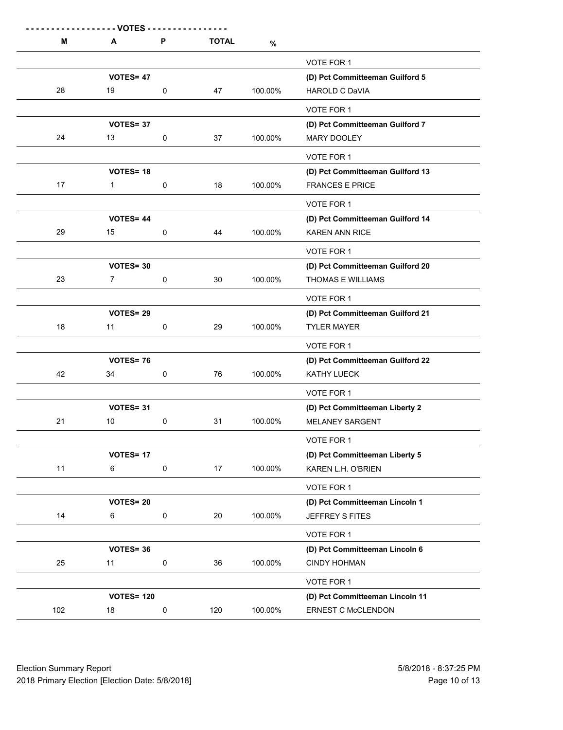| M | A | P | TOTAL | % | |
|---|---|---|---|---|---|
| | | | | | VOTE FOR 1 |
| | **VOTES= 47** | | | | **(D) Pct Committeeman Guilford 5** |
| 28 | 19 | 0 | 47 | 100.00% | HAROLD C DaVIA |
| | | | | | VOTE FOR 1 |
| | **VOTES= 37** | | | | **(D) Pct Committeeman Guilford 7** |
| 24 | 13 | 0 | 37 | 100.00% | MARY DOOLEY |
| | | | | | VOTE FOR 1 |
| | **VOTES= 18** | | | | **(D) Pct Committeeman Guilford 13** |
| 17 | 1 | 0 | 18 | 100.00% | FRANCES E PRICE |
| | | | | | VOTE FOR 1 |
| | **VOTES= 44** | | | | **(D) Pct Committeeman Guilford 14** |
| 29 | 15 | 0 | 44 | 100.00% | KAREN ANN RICE |
| | | | | | VOTE FOR 1 |
| | **VOTES= 30** | | | | **(D) Pct Committeeman Guilford 20** |
| 23 | 7 | 0 | 30 | 100.00% | THOMAS E WILLIAMS |
| | | | | | VOTE FOR 1 |
| | **VOTES= 29** | | | | **(D) Pct Committeeman Guilford 21** |
| 18 | 11 | 0 | 29 | 100.00% | TYLER MAYER |
| | | | | | VOTE FOR 1 |
| | **VOTES= 76** | | | | **(D) Pct Committeeman Guilford 22** |
| 42 | 34 | 0 | 76 | 100.00% | KATHY LUECK |
| | | | | | VOTE FOR 1 |
| | **VOTES= 31** | | | | **(D) Pct Committeeman Liberty 2** |
| 21 | 10 | 0 | 31 | 100.00% | MELANEY SARGENT |
| | | | | | VOTE FOR 1 |
| | **VOTES= 17** | | | | **(D) Pct Committeeman Liberty 5** |
| 11 | 6 | 0 | 17 | 100.00% | KAREN L.H. O'BRIEN |
| | | | | | VOTE FOR 1 |
| | **VOTES= 20** | | | | **(D) Pct Committeeman Lincoln 1** |
| 14 | 6 | 0 | 20 | 100.00% | JEFFREY S FITES |
| | | | | | VOTE FOR 1 |
| | **VOTES= 36** | | | | **(D) Pct Committeeman Lincoln 6** |
| 25 | 11 | 0 | 36 | 100.00% | CINDY HOHMAN |
| | | | | | VOTE FOR 1 |
| | **VOTES= 120** | | | | **(D) Pct Committeeman Lincoln 11** |
| 102 | 18 | 0 | 120 | 100.00% | ERNEST C McCLENDON |

Election Summary Report
2018 Primary Election [Election Date: 5/8/2018]

5/8/2018 - 8:37:25 PM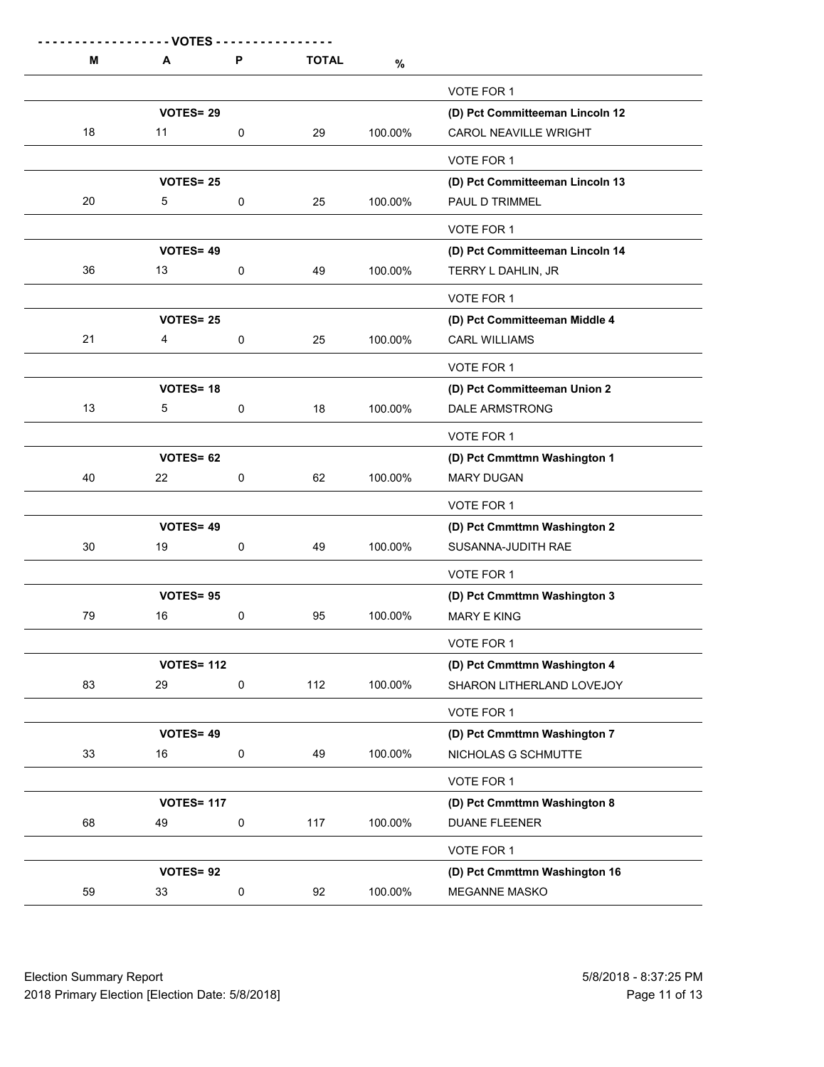| M | A | P | TOTAL | % | |
|---|---|---|---|---|---|
| | | | | | VOTE FOR 1 |
| | **VOTES= 29** | | | | **(D) Pct Committeeman Lincoln 12** |
| 18 | 11 | 0 | 29 | 100.00% | CAROL NEAVILLE WRIGHT |
| | | | | | VOTE FOR 1 |
| | **VOTES= 25** | | | | **(D) Pct Committeeman Lincoln 13** |
| 20 | 5 | 0 | 25 | 100.00% | PAUL D TRIMMEL |
| | | | | | VOTE FOR 1 |
| | **VOTES= 49** | | | | **(D) Pct Committeeman Lincoln 14** |
| 36 | 13 | 0 | 49 | 100.00% | TERRY L DAHLIN, JR |
| | | | | | VOTE FOR 1 |
| | **VOTES= 25** | | | | **(D) Pct Committeeman Middle 4** |
| 21 | 4 | 0 | 25 | 100.00% | CARL WILLIAMS |
| | | | | | VOTE FOR 1 |
| | **VOTES= 18** | | | | **(D) Pct Committeeman Union 2** |
| 13 | 5 | 0 | 18 | 100.00% | DALE ARMSTRONG |
| | | | | | VOTE FOR 1 |
| | **VOTES= 62** | | | | **(D) Pct Cmmttmn Washington 1** |
| 40 | 22 | 0 | 62 | 100.00% | MARY DUGAN |
| | | | | | VOTE FOR 1 |
| | **VOTES= 49** | | | | **(D) Pct Cmmttmn Washington 2** |
| 30 | 19 | 0 | 49 | 100.00% | SUSANNA-JUDITH RAE |
| | | | | | VOTE FOR 1 |
| | **VOTES= 95** | | | | **(D) Pct Cmmttmn Washington 3** |
| 79 | 16 | 0 | 95 | 100.00% | MARY E KING |
| | | | | | VOTE FOR 1 |
| | **VOTES= 112** | | | | **(D) Pct Cmmttmn Washington 4** |
| 83 | 29 | 0 | 112 | 100.00% | SHARON LITHERLAND LOVEJOY |
| | | | | | VOTE FOR 1 |
| | **VOTES= 49** | | | | **(D) Pct Cmmttmn Washington 7** |
| 33 | 16 | 0 | 49 | 100.00% | NICHOLAS G SCHMUTTE |
| | | | | | VOTE FOR 1 |
| | **VOTES= 117** | | | | **(D) Pct Cmmttmn Washington 8** |
| 68 | 49 | 0 | 117 | 100.00% | DUANE FLEENER |
| | | | | | VOTE FOR 1 |
| | **VOTES= 92** | | | | **(D) Pct Cmmttmn Washington 16** |
| 59 | 33 | 0 | 92 | 100.00% | MEGANNE MASKO |

Election Summary Report
2018 Primary Election [Election Date: 5/8/2018]

5/8/2018 - 8:37:25 PM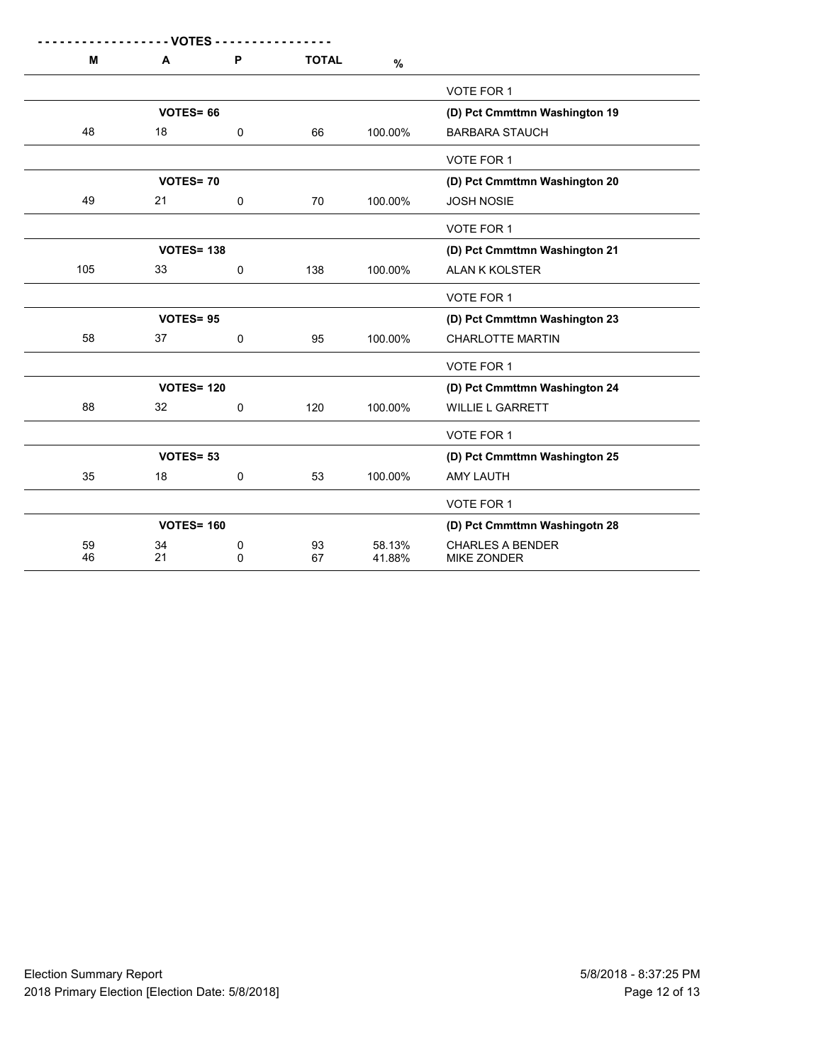| M | A | P | TOTAL | % | |
|---|---|---|---|---|---|
| | | | | | VOTE FOR 1 |
| | **VOTES= 66** | | | | **(D) Pct Cmmttmn Washington 19** |
| 48 | 18 | 0 | 66 | 100.00% | BARBARA STAUCH |
| | | | | | VOTE FOR 1 |
| | **VOTES= 70** | | | | **(D) Pct Cmmttmn Washington 20** |
| 49 | 21 | 0 | 70 | 100.00% | JOSH NOSIE |
| | | | | | VOTE FOR 1 |
| | **VOTES= 138** | | | | **(D) Pct Cmmttmn Washington 21** |
| 105 | 33 | 0 | 138 | 100.00% | ALAN K KOLSTER |
| | | | | | VOTE FOR 1 |
| | **VOTES= 95** | | | | **(D) Pct Cmmttmn Washington 23** |
| 58 | 37 | 0 | 95 | 100.00% | CHARLOTTE MARTIN |
| | | | | | VOTE FOR 1 |
| | **VOTES= 120** | | | | **(D) Pct Cmmttmn Washington 24** |
| 88 | 32 | 0 | 120 | 100.00% | WILLIE L GARRETT |
| | | | | | VOTE FOR 1 |
| | **VOTES= 53** | | | | **(D) Pct Cmmttmn Washington 25** |
| 35 | 18 | 0 | 53 | 100.00% | AMY LAUTH |
| | | | | | VOTE FOR 1 |
| | **VOTES= 160** | | | | **(D) Pct Cmmttmn Washingotn 28** |
| 59 | 34 | 0 | 93 | 58.13% | CHARLES A BENDER |
| 46 | 21 | 0 | 67 | 41.88% | MIKE ZONDER |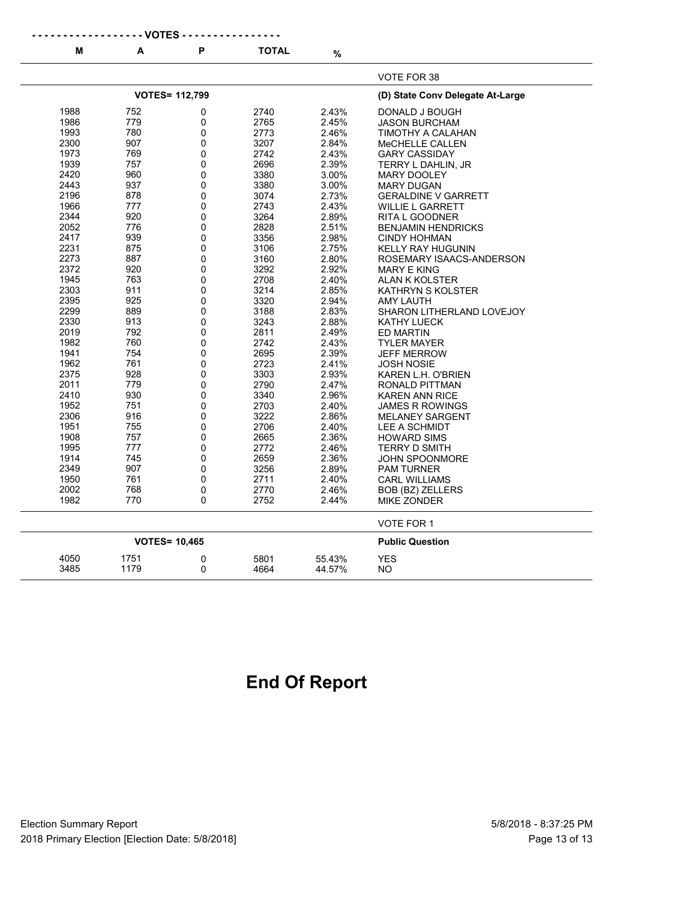| VOTES | | | | | |
|---|---|---|---|---|---|
| M | A | P | TOTAL | % | |
| | | | | | VOTE FOR 38 |
| VOTES= 112,799 | | | | | (D) State Conv Delegate At-Large |
| 1988 | 752 | 0 | 2740 | 2.43% | DONALD J BOUGH |
| 1986 | 779 | 0 | 2765 | 2.45% | JASON BURCHAM |
| 1993 | 780 | 0 | 2773 | 2.46% | TIMOTHY A CALAHAN |
| 2300 | 907 | 0 | 3207 | 2.84% | MeCHELLE CALLEN |
| 1973 | 769 | 0 | 2742 | 2.43% | GARY CASSIDAY |
| 1939 | 757 | 0 | 2696 | 2.39% | TERRY L DAHLIN, JR |
| 2420 | 960 | 0 | 3380 | 3.00% | MARY DOOLEY |
| 2443 | 937 | 0 | 3380 | 3.00% | MARY DUGAN |
| 2196 | 878 | 0 | 3074 | 2.73% | GERALDINE V GARRETT |
| 1966 | 777 | 0 | 2743 | 2.43% | WILLIE L GARRETT |
| 2344 | 920 | 0 | 3264 | 2.89% | RITA L GOODNER |
| 2052 | 776 | 0 | 2828 | 2.51% | BENJAMIN HENDRICKS |
| 2417 | 939 | 0 | 3356 | 2.98% | CINDY HOHMAN |
| 2231 | 875 | 0 | 3106 | 2.75% | KELLY RAY HUGUNIN |
| 2273 | 887 | 0 | 3160 | 2.80% | ROSEMARY ISAACS-ANDERSON |
| 2372 | 920 | 0 | 3292 | 2.92% | MARY E KING |
| 1945 | 763 | 0 | 2708 | 2.40% | ALAN K KOLSTER |
| 2303 | 911 | 0 | 3214 | 2.85% | KATHRYN S KOLSTER |
| 2395 | 925 | 0 | 3320 | 2.94% | AMY LAUTH |
| 2299 | 889 | 0 | 3188 | 2.83% | SHARON LITHERLAND LOVEJOY |
| 2330 | 913 | 0 | 3243 | 2.88% | KATHY LUECK |
| 2019 | 792 | 0 | 2811 | 2.49% | ED MARTIN |
| 1982 | 760 | 0 | 2742 | 2.43% | TYLER MAYER |
| 1941 | 754 | 0 | 2695 | 2.39% | JEFF MERROW |
| 1962 | 761 | 0 | 2723 | 2.41% | JOSH NOSIE |
| 2375 | 928 | 0 | 3303 | 2.93% | KAREN L.H. O'BRIEN |
| 2011 | 779 | 0 | 2790 | 2.47% | RONALD PITTMAN |
| 2410 | 930 | 0 | 3340 | 2.96% | KAREN ANN RICE |
| 1952 | 751 | 0 | 2703 | 2.40% | JAMES R ROWINGS |
| 2306 | 916 | 0 | 3222 | 2.86% | MELANEY SARGENT |
| 1951 | 755 | 0 | 2706 | 2.40% | LEE A SCHMIDT |
| 1908 | 757 | 0 | 2665 | 2.36% | HOWARD SIMS |
| 1995 | 777 | 0 | 2772 | 2.46% | TERRY D SMITH |
| 1914 | 745 | 0 | 2659 | 2.36% | JOHN SPOONMORE |
| 2349 | 907 | 0 | 3256 | 2.89% | PAM TURNER |
| 1950 | 761 | 0 | 2711 | 2.40% | CARL WILLIAMS |
| 2002 | 768 | 0 | 2770 | 2.46% | BOB (BZ) ZELLERS |
| 1982 | 770 | 0 | 2752 | 2.44% | MIKE ZONDER |
| | | | | | VOTE FOR 1 |
| VOTES= 10,465 | | | | | Public Question |
| 4050 | 1751 | 0 | 5801 | 55.43% | YES |
| 3485 | 1179 | 0 | 4664 | 44.57% | NO |

# End Of Report

Election Summary Report
2018 Primary Election [Election Date: 5/8/2018]

5/8/2018 - 8:37:25 PM